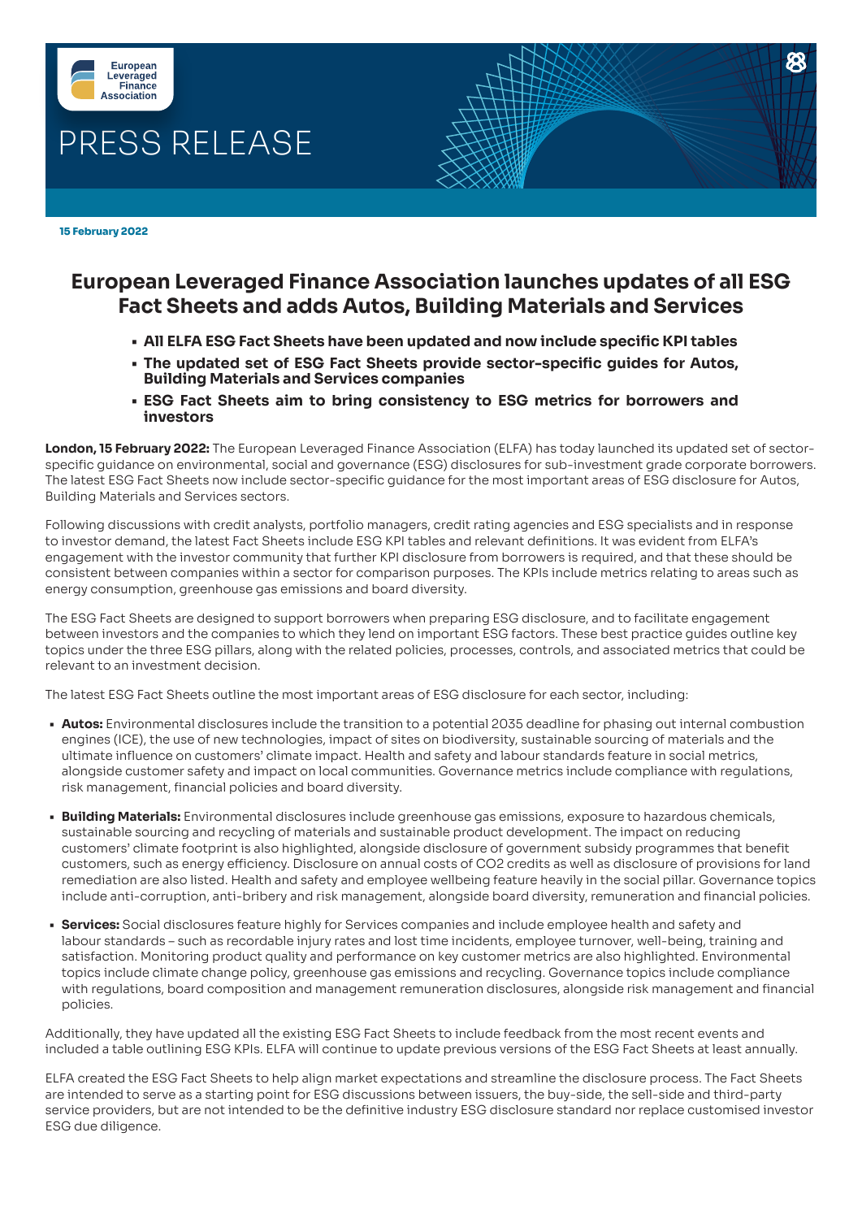European Leveraged Finance Association

PRESS RELEASE

**15 February 2022**

# European Leveraged Finance Association launches updates of all ESG Fact Sheets and adds Autos, Building Materials and Services

- **All ELFA ESG Fact Sheets have been updated and now include specific KPI tables**
- **The updated set of ESG Fact Sheets provide sector-specific guides for Autos, Building Materials and Services companies**
- **ESG Fact Sheets aim to bring consistency to ESG metrics for borrowers and investors**

**London, 15 February 2022:** The European Leveraged Finance Association (ELFA) has today launched its updated set of sector-specific guidance on environmental, social and governance (ESG) disclosures for sub-investment grade corporate borrowers. The latest ESG Fact Sheets now include sector-specific guidance for the most important areas of ESG disclosure for Autos, Building Materials and Services sectors.

Following discussions with credit analysts, portfolio managers, credit rating agencies and ESG specialists and in response to investor demand, the latest Fact Sheets include ESG KPI tables and relevant definitions. It was evident from ELFA's engagement with the investor community that further KPI disclosure from borrowers is required, and that these should be consistent between companies within a sector for comparison purposes. The KPIs include metrics relating to areas such as energy consumption, greenhouse gas emissions and board diversity.

The ESG Fact Sheets are designed to support borrowers when preparing ESG disclosure, and to facilitate engagement between investors and the companies to which they lend on important ESG factors. These best practice guides outline key topics under the three ESG pillars, along with the related policies, processes, controls, and associated metrics that could be relevant to an investment decision.

The latest ESG Fact Sheets outline the most important areas of ESG disclosure for each sector, including:

- **Autos:** Environmental disclosures include the transition to a potential 2035 deadline for phasing out internal combustion engines (ICE), the use of new technologies, impact of sites on biodiversity, sustainable sourcing of materials and the ultimate influence on customers' climate impact. Health and safety and labour standards feature in social metrics, alongside customer safety and impact on local communities. Governance metrics include compliance with regulations, risk management, financial policies and board diversity.
- **Building Materials:** Environmental disclosures include greenhouse gas emissions, exposure to hazardous chemicals, sustainable sourcing and recycling of materials and sustainable product development. The impact on reducing customers' climate footprint is also highlighted, alongside disclosure of government subsidy programmes that benefit customers, such as energy efficiency. Disclosure on annual costs of $CO_2$ credits as well as disclosure of provisions for land remediation are also listed. Health and safety and employee wellbeing feature heavily in the social pillar. Governance topics include anti-corruption, anti-bribery and risk management, alongside board diversity, remuneration and financial policies.
- **Services:** Social disclosures feature highly for Services companies and include employee health and safety and labour standards – such as recordable injury rates and lost time incidents, employee turnover, well-being, training and satisfaction. Monitoring product quality and performance on key customer metrics are also highlighted. Environmental topics include climate change policy, greenhouse gas emissions and recycling. Governance topics include compliance with regulations, board composition and management remuneration disclosures, alongside risk management and financial policies.

Additionally, they have updated all the existing ESG Fact Sheets to include feedback from the most recent events and included a table outlining ESG KPIs. ELFA will continue to update previous versions of the ESG Fact Sheets at least annually.

ELFA created the ESG Fact Sheets to help align market expectations and streamline the disclosure process. The Fact Sheets are intended to serve as a starting point for ESG discussions between issuers, the buy-side, the sell-side and third-party service providers, but are not intended to be the definitive industry ESG disclosure standard nor replace customised investor ESG due diligence.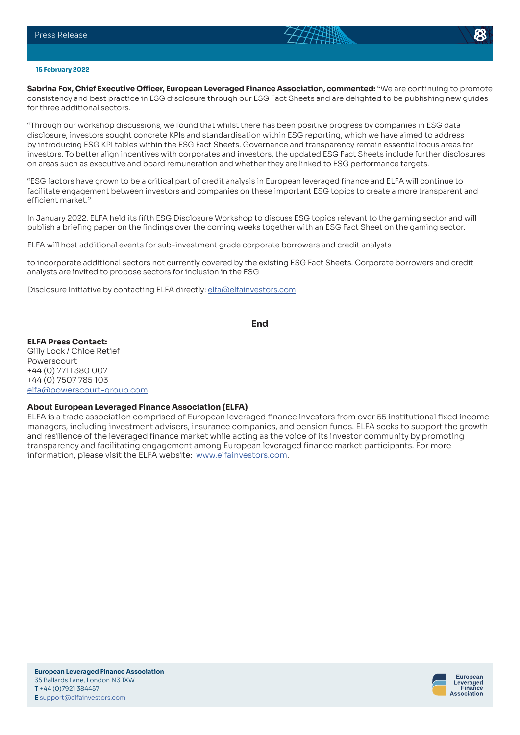**15 February 2022**

**Sabrina Fox, Chief Executive Officer, European Leveraged Finance Association, commented:** "We are continuing to promote consistency and best practice in ESG disclosure through our ESG Fact Sheets and are delighted to be publishing new guides for three additional sectors.

"Through our workshop discussions, we found that whilst there has been positive progress by companies in ESG data disclosure, investors sought concrete KPIs and standardisation within ESG reporting, which we have aimed to address by introducing ESG KPI tables within the ESG Fact Sheets. Governance and transparency remain essential focus areas for investors. To better align incentives with corporates and investors, the updated ESG Fact Sheets include further disclosures on areas such as executive and board remuneration and whether they are linked to ESG performance targets.

"ESG factors have grown to be a critical part of credit analysis in European leveraged finance and ELFA will continue to facilitate engagement between investors and companies on these important ESG topics to create a more transparent and efficient market."

In January 2022, ELFA held its fifth ESG Disclosure Workshop to discuss ESG topics relevant to the gaming sector and will publish a briefing paper on the findings over the coming weeks together with an ESG Fact Sheet on the gaming sector.

ELFA will host additional events for sub-investment grade corporate borrowers and credit analysts

to incorporate additional sectors not currently covered by the existing ESG Fact Sheets. Corporate borrowers and credit analysts are invited to propose sectors for inclusion in the ESG

Disclosure Initiative by contacting ELFA directly: elfa@elfainvestors.com.

**End**

**ELFA Press Contact:**
Gilly Lock / Chloe Retief
Powerscourt
+44 (0) 7711 380 007
+44 (0) 7507 785 103
elfa@powerscourt-group.com

**About European Leveraged Finance Association (ELFA)**
ELFA is a trade association comprised of European leveraged finance investors from over 55 institutional fixed income managers, including investment advisers, insurance companies, and pension funds. ELFA seeks to support the growth and resilience of the leveraged finance market while acting as the voice of its investor community by promoting transparency and facilitating engagement among European leveraged finance market participants. For more information, please visit the ELFA website: www.elfainvestors.com.

**European Leveraged Finance Association**
35 Ballards Lane, London N3 1XW
**T** +44 (0)7921 384457
**E** support@elfainvestors.com